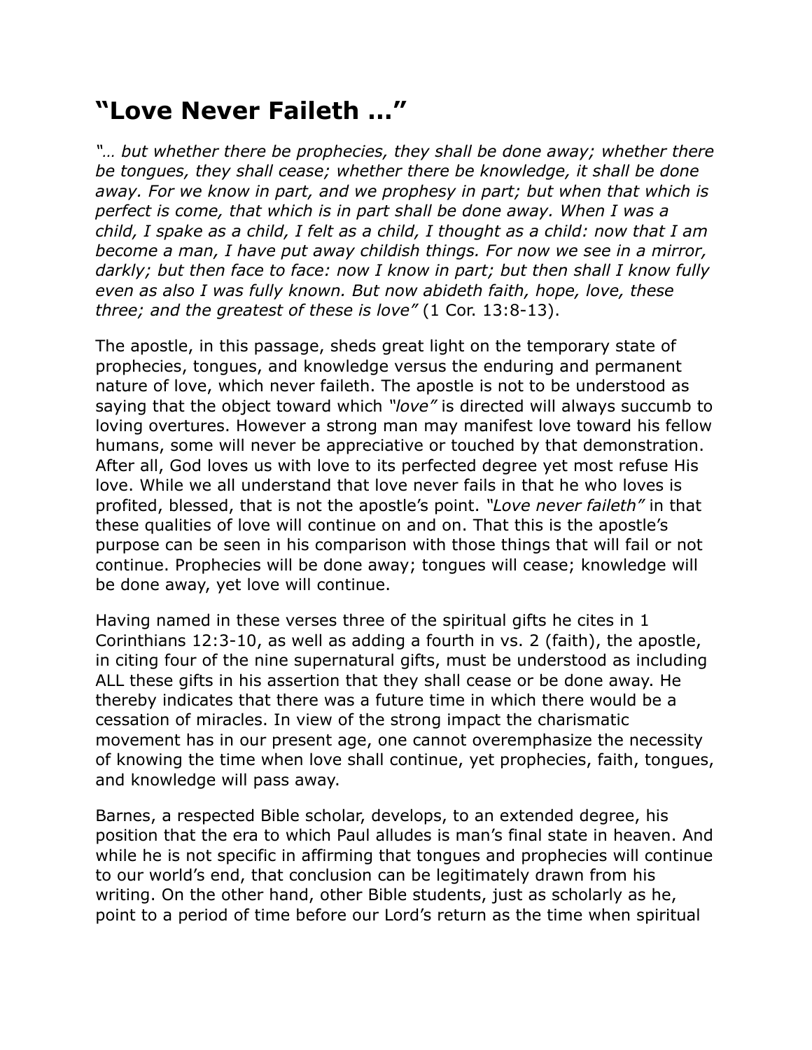# "Love Never Faileth …"

*"… but whether there be prophecies, they shall be done away; whether there be tongues, they shall cease; whether there be knowledge, it shall be done away. For we know in part, and we prophesy in part; but when that which is perfect is come, that which is in part shall be done away. When I was a child, I spake as a child, I felt as a child, I thought as a child: now that I am become a man, I have put away childish things. For now we see in a mirror, darkly; but then face to face: now I know in part; but then shall I know fully even as also I was fully known. But now abideth faith, hope, love, these three; and the greatest of these is love"* (1 Cor. 13:8-13).

The apostle, in this passage, sheds great light on the temporary state of prophecies, tongues, and knowledge versus the enduring and permanent nature of love, which never faileth. The apostle is not to be understood as saying that the object toward which *"love"* is directed will always succumb to loving overtures. However a strong man may manifest love toward his fellow humans, some will never be appreciative or touched by that demonstration. After all, God loves us with love to its perfected degree yet most refuse His love. While we all understand that love never fails in that he who loves is profited, blessed, that is not the apostle's point. *"Love never faileth"* in that these qualities of love will continue on and on. That this is the apostle's purpose can be seen in his comparison with those things that will fail or not continue. Prophecies will be done away; tongues will cease; knowledge will be done away, yet love will continue.

Having named in these verses three of the spiritual gifts he cites in 1 Corinthians 12:3-10, as well as adding a fourth in vs. 2 (faith), the apostle, in citing four of the nine supernatural gifts, must be understood as including ALL these gifts in his assertion that they shall cease or be done away. He thereby indicates that there was a future time in which there would be a cessation of miracles. In view of the strong impact the charismatic movement has in our present age, one cannot overemphasize the necessity of knowing the time when love shall continue, yet prophecies, faith, tongues, and knowledge will pass away.

Barnes, a respected Bible scholar, develops, to an extended degree, his position that the era to which Paul alludes is man's final state in heaven. And while he is not specific in affirming that tongues and prophecies will continue to our world's end, that conclusion can be legitimately drawn from his writing. On the other hand, other Bible students, just as scholarly as he, point to a period of time before our Lord's return as the time when spiritual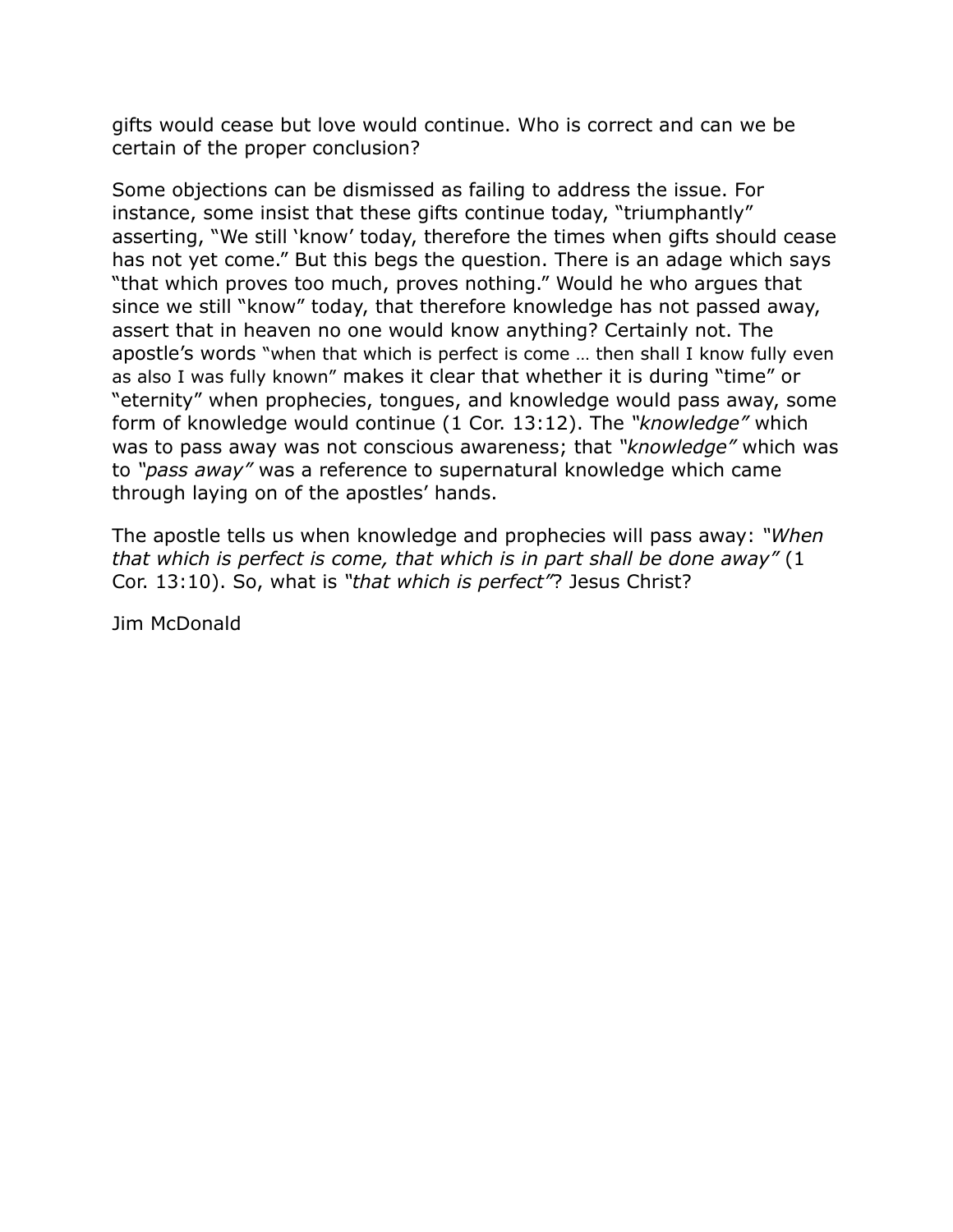gifts would cease but love would continue. Who is correct and can we be certain of the proper conclusion?

Some objections can be dismissed as failing to address the issue. For instance, some insist that these gifts continue today, "triumphantly" asserting, "We still 'know' today, therefore the times when gifts should cease has not yet come." But this begs the question. There is an adage which says "that which proves too much, proves nothing." Would he who argues that since we still "know" today, that therefore knowledge has not passed away, assert that in heaven no one would know anything? Certainly not. The apostle's words "when that which is perfect is come … then shall I know fully even as also I was fully known" makes it clear that whether it is during "time" or "eternity" when prophecies, tongues, and knowledge would pass away, some form of knowledge would continue (1 Cor. 13:12). The *"knowledge"* which was to pass away was not conscious awareness; that *"knowledge"* which was to *"pass away"* was a reference to supernatural knowledge which came through laying on of the apostles' hands.

The apostle tells us when knowledge and prophecies will pass away: *"When that which is perfect is come, that which is in part shall be done away"* (1 Cor. 13:10). So, what is *"that which is perfect"*? Jesus Christ?

Jim McDonald